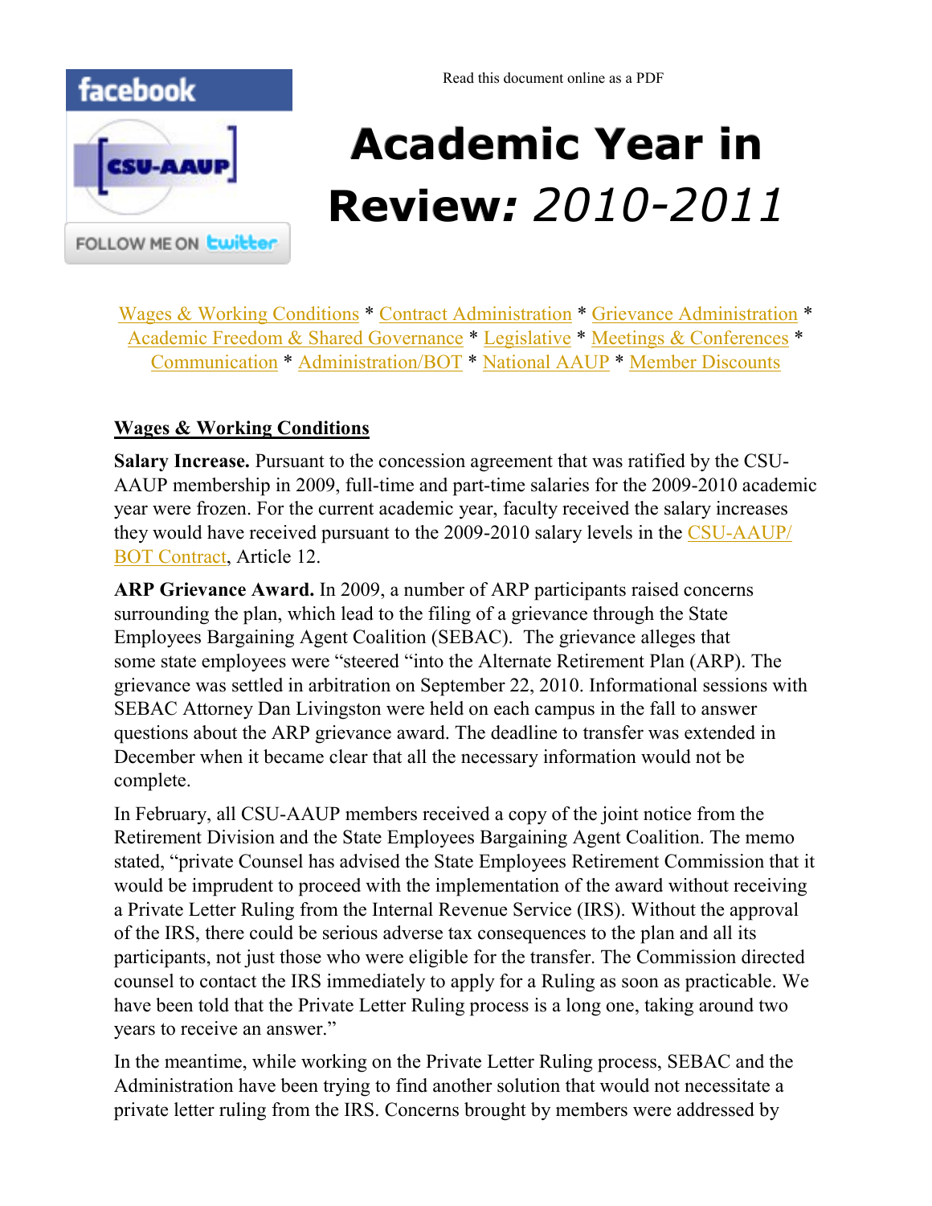Read this document online as a PDF

# Academic Year in Review: *2010-2011*

Wages & Working Conditions * Contract Administration * Grievance Administration * Academic Freedom & Shared Governance * Legislative * Meetings & Conferences * Communication * Administration/BOT * National AAUP * Member Discounts

## Wages & Working Conditions

**Salary Increase.** Pursuant to the concession agreement that was ratified by the CSU-AAUP membership in 2009, full-time and part-time salaries for the 2009-2010 academic year were frozen. For the current academic year, faculty received the salary increases they would have received pursuant to the 2009-2010 salary levels in the CSU-AAUP/ BOT Contract, Article 12.

**ARP Grievance Award.** In 2009, a number of ARP participants raised concerns surrounding the plan, which lead to the filing of a grievance through the State Employees Bargaining Agent Coalition (SEBAC). The grievance alleges that some state employees were "steered "into the Alternate Retirement Plan (ARP). The grievance was settled in arbitration on September 22, 2010. Informational sessions with SEBAC Attorney Dan Livingston were held on each campus in the fall to answer questions about the ARP grievance award. The deadline to transfer was extended in December when it became clear that all the necessary information would not be complete.

In February, all CSU-AAUP members received a copy of the joint notice from the Retirement Division and the State Employees Bargaining Agent Coalition. The memo stated, "private Counsel has advised the State Employees Retirement Commission that it would be imprudent to proceed with the implementation of the award without receiving a Private Letter Ruling from the Internal Revenue Service (IRS). Without the approval of the IRS, there could be serious adverse tax consequences to the plan and all its participants, not just those who were eligible for the transfer. The Commission directed counsel to contact the IRS immediately to apply for a Ruling as soon as practicable. We have been told that the Private Letter Ruling process is a long one, taking around two years to receive an answer."

In the meantime, while working on the Private Letter Ruling process, SEBAC and the Administration have been trying to find another solution that would not necessitate a private letter ruling from the IRS. Concerns brought by members were addressed by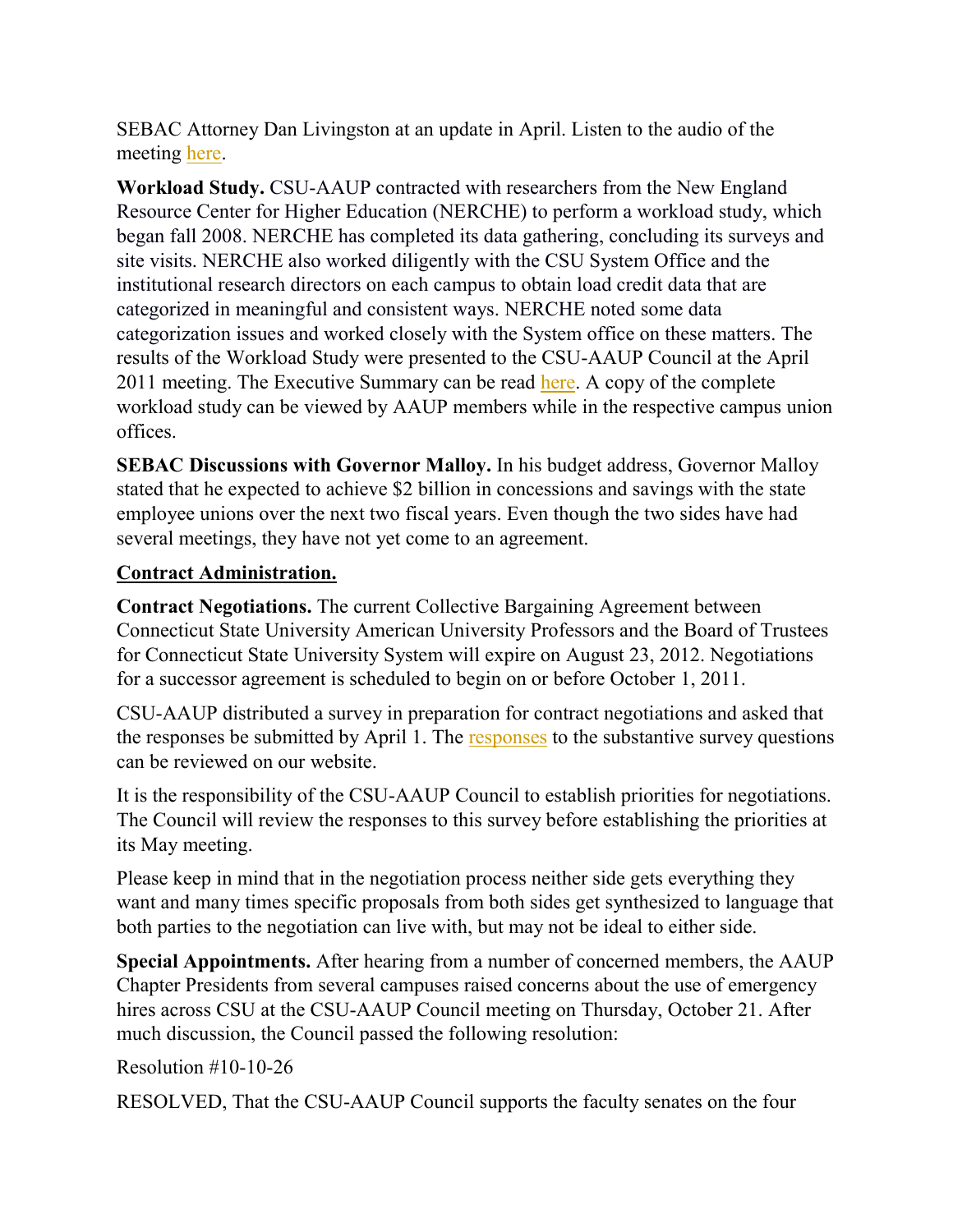SEBAC Attorney Dan Livingston at an update in April. Listen to the audio of the meeting here.

**Workload Study.** CSU-AAUP contracted with researchers from the New England Resource Center for Higher Education (NERCHE) to perform a workload study, which began fall 2008. NERCHE has completed its data gathering, concluding its surveys and site visits. NERCHE also worked diligently with the CSU System Office and the institutional research directors on each campus to obtain load credit data that are categorized in meaningful and consistent ways. NERCHE noted some data categorization issues and worked closely with the System office on these matters. The results of the Workload Study were presented to the CSU-AAUP Council at the April 2011 meeting. The Executive Summary can be read here. A copy of the complete workload study can be viewed by AAUP members while in the respective campus union offices.

**SEBAC Discussions with Governor Malloy.** In his budget address, Governor Malloy stated that he expected to achieve $2 billion in concessions and savings with the state employee unions over the next two fiscal years. Even though the two sides have had several meetings, they have not yet come to an agreement.

**Contract Administration.**

**Contract Negotiations.** The current Collective Bargaining Agreement between Connecticut State University American University Professors and the Board of Trustees for Connecticut State University System will expire on August 23, 2012. Negotiations for a successor agreement is scheduled to begin on or before October 1, 2011.

CSU-AAUP distributed a survey in preparation for contract negotiations and asked that the responses be submitted by April 1. The responses to the substantive survey questions can be reviewed on our website.

It is the responsibility of the CSU-AAUP Council to establish priorities for negotiations. The Council will review the responses to this survey before establishing the priorities at its May meeting.

Please keep in mind that in the negotiation process neither side gets everything they want and many times specific proposals from both sides get synthesized to language that both parties to the negotiation can live with, but may not be ideal to either side.

**Special Appointments.** After hearing from a number of concerned members, the AAUP Chapter Presidents from several campuses raised concerns about the use of emergency hires across CSU at the CSU-AAUP Council meeting on Thursday, October 21. After much discussion, the Council passed the following resolution:

Resolution #10-10-26

RESOLVED, That the CSU-AAUP Council supports the faculty senates on the four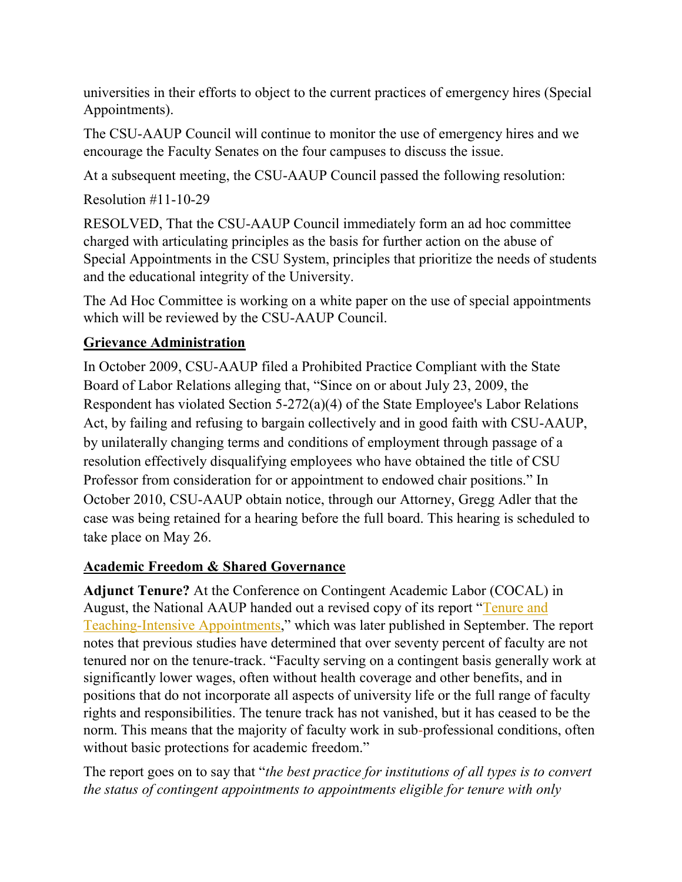universities in their efforts to object to the current practices of emergency hires (Special Appointments).

The CSU-AAUP Council will continue to monitor the use of emergency hires and we encourage the Faculty Senates on the four campuses to discuss the issue.

At a subsequent meeting, the CSU-AAUP Council passed the following resolution:

Resolution #11-10-29

RESOLVED, That the CSU-AAUP Council immediately form an ad hoc committee charged with articulating principles as the basis for further action on the abuse of Special Appointments in the CSU System, principles that prioritize the needs of students and the educational integrity of the University.

The Ad Hoc Committee is working on a white paper on the use of special appointments which will be reviewed by the CSU-AAUP Council.

## Grievance Administration

In October 2009, CSU-AAUP filed a Prohibited Practice Compliant with the State Board of Labor Relations alleging that, "Since on or about July 23, 2009, the Respondent has violated Section 5-272(a)(4) of the State Employee's Labor Relations Act, by failing and refusing to bargain collectively and in good faith with CSU-AAUP, by unilaterally changing terms and conditions of employment through passage of a resolution effectively disqualifying employees who have obtained the title of CSU Professor from consideration for or appointment to endowed chair positions." In October 2010, CSU-AAUP obtain notice, through our Attorney, Gregg Adler that the case was being retained for a hearing before the full board. This hearing is scheduled to take place on May 26.

## Academic Freedom & Shared Governance

**Adjunct Tenure?** At the Conference on Contingent Academic Labor (COCAL) in August, the National AAUP handed out a revised copy of its report "Tenure and Teaching-Intensive Appointments," which was later published in September. The report notes that previous studies have determined that over seventy percent of faculty are not tenured nor on the tenure-track. "Faculty serving on a contingent basis generally work at significantly lower wages, often without health coverage and other benefits, and in positions that do not incorporate all aspects of university life or the full range of faculty rights and responsibilities. The tenure track has not vanished, but it has ceased to be the norm. This means that the majority of faculty work in sub-professional conditions, often without basic protections for academic freedom."

The report goes on to say that "*the best practice for institutions of all types is to convert the status of contingent appointments to appointments eligible for tenure with only*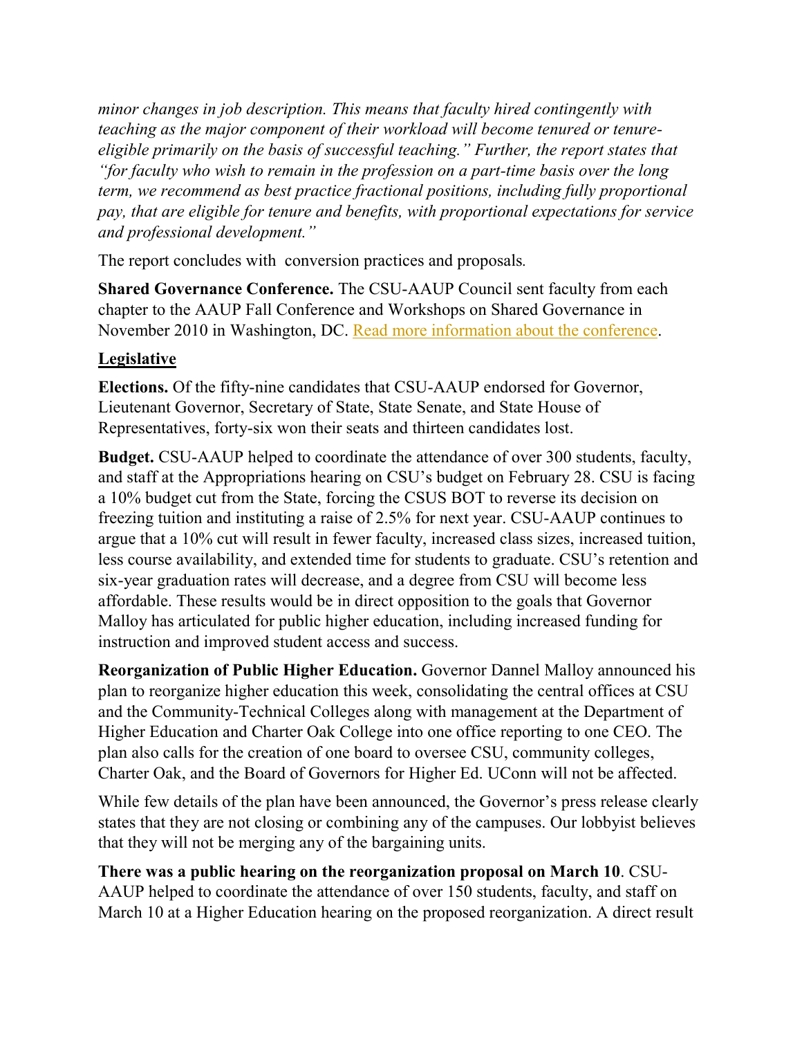*minor changes in job description. This means that faculty hired contingently with teaching as the major component of their workload will become tenured or tenure-eligible primarily on the basis of successful teaching." Further, the report states that "for faculty who wish to remain in the profession on a part-time basis over the long term, we recommend as best practice fractional positions, including fully proportional pay, that are eligible for tenure and benefits, with proportional expectations for service and professional development."*

The report concludes with  conversion practices and proposals.

**Shared Governance Conference.** The CSU-AAUP Council sent faculty from each chapter to the AAUP Fall Conference and Workshops on Shared Governance in November 2010 in Washington, DC. Read more information about the conference.

**Legislative**

**Elections.** Of the fifty-nine candidates that CSU-AAUP endorsed for Governor, Lieutenant Governor, Secretary of State, State Senate, and State House of Representatives, forty-six won their seats and thirteen candidates lost.

**Budget.** CSU-AAUP helped to coordinate the attendance of over 300 students, faculty, and staff at the Appropriations hearing on CSU's budget on February 28. CSU is facing a 10% budget cut from the State, forcing the CSUS BOT to reverse its decision on freezing tuition and instituting a raise of 2.5% for next year. CSU-AAUP continues to argue that a 10% cut will result in fewer faculty, increased class sizes, increased tuition, less course availability, and extended time for students to graduate. CSU's retention and six-year graduation rates will decrease, and a degree from CSU will become less affordable. These results would be in direct opposition to the goals that Governor Malloy has articulated for public higher education, including increased funding for instruction and improved student access and success.

**Reorganization of Public Higher Education.** Governor Dannel Malloy announced his plan to reorganize higher education this week, consolidating the central offices at CSU and the Community-Technical Colleges along with management at the Department of Higher Education and Charter Oak College into one office reporting to one CEO. The plan also calls for the creation of one board to oversee CSU, community colleges, Charter Oak, and the Board of Governors for Higher Ed. UConn will not be affected.

While few details of the plan have been announced, the Governor's press release clearly states that they are not closing or combining any of the campuses. Our lobbyist believes that they will not be merging any of the bargaining units.

**There was a public hearing on the reorganization proposal on March 10**. CSU-AAUP helped to coordinate the attendance of over 150 students, faculty, and staff on March 10 at a Higher Education hearing on the proposed reorganization. A direct result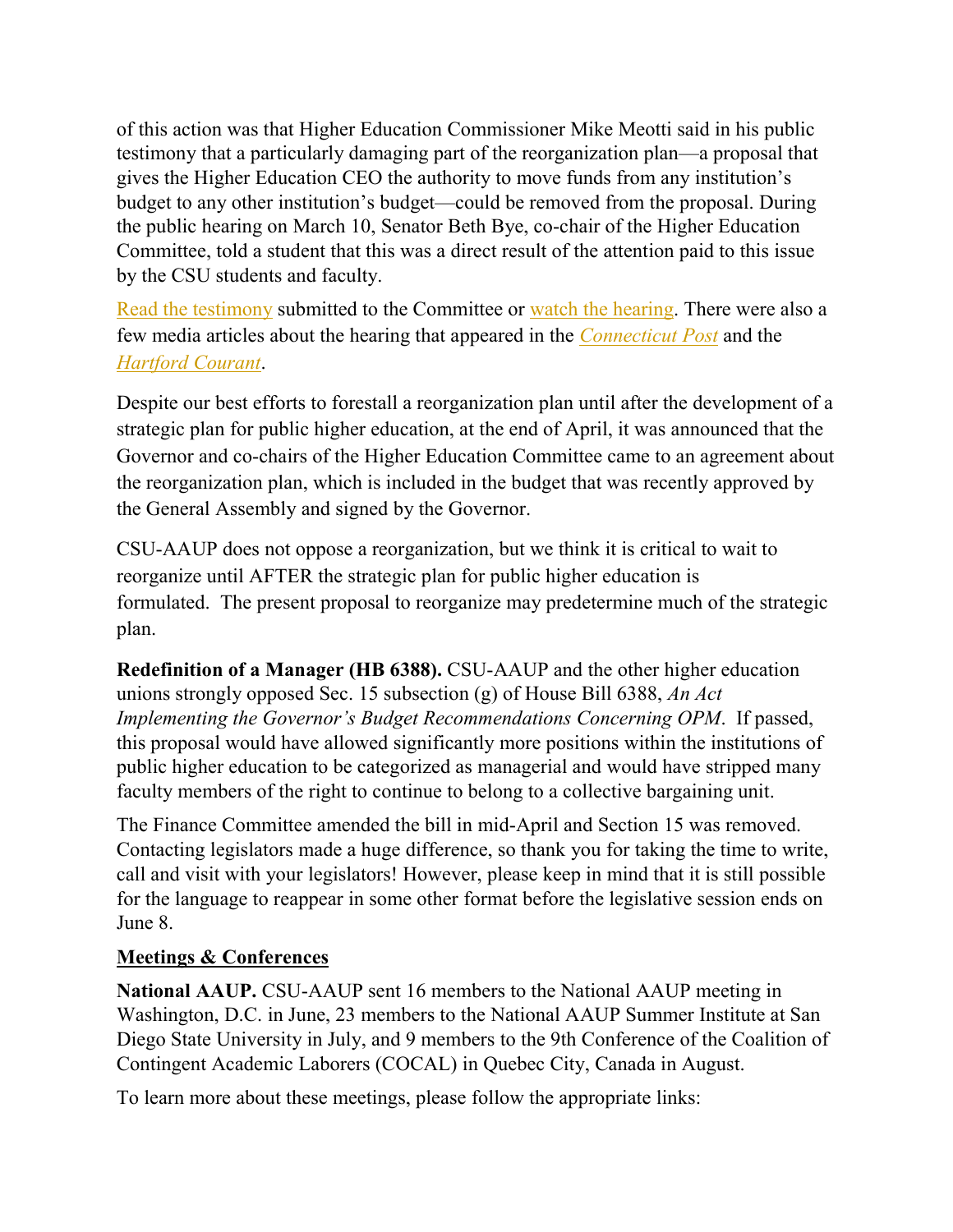of this action was that Higher Education Commissioner Mike Meotti said in his public testimony that a particularly damaging part of the reorganization plan—a proposal that gives the Higher Education CEO the authority to move funds from any institution's budget to any other institution's budget—could be removed from the proposal. During the public hearing on March 10, Senator Beth Bye, co-chair of the Higher Education Committee, told a student that this was a direct result of the attention paid to this issue by the CSU students and faculty.

Read the testimony submitted to the Committee or watch the hearing. There were also a few media articles about the hearing that appeared in the *Connecticut Post* and the *Hartford Courant*.

Despite our best efforts to forestall a reorganization plan until after the development of a strategic plan for public higher education, at the end of April, it was announced that the Governor and co-chairs of the Higher Education Committee came to an agreement about the reorganization plan, which is included in the budget that was recently approved by the General Assembly and signed by the Governor.

CSU-AAUP does not oppose a reorganization, but we think it is critical to wait to reorganize until AFTER the strategic plan for public higher education is formulated. The present proposal to reorganize may predetermine much of the strategic plan.

**Redefinition of a Manager (HB 6388).** CSU-AAUP and the other higher education unions strongly opposed Sec. 15 subsection (g) of House Bill 6388, *An Act Implementing the Governor's Budget Recommendations Concerning OPM*. If passed, this proposal would have allowed significantly more positions within the institutions of public higher education to be categorized as managerial and would have stripped many faculty members of the right to continue to belong to a collective bargaining unit.

The Finance Committee amended the bill in mid-April and Section 15 was removed. Contacting legislators made a huge difference, so thank you for taking the time to write, call and visit with your legislators! However, please keep in mind that it is still possible for the language to reappear in some other format before the legislative session ends on June 8.

## Meetings & Conferences

**National AAUP.** CSU-AAUP sent 16 members to the National AAUP meeting in Washington, D.C. in June, 23 members to the National AAUP Summer Institute at San Diego State University in July, and 9 members to the 9th Conference of the Coalition of Contingent Academic Laborers (COCAL) in Quebec City, Canada in August.

To learn more about these meetings, please follow the appropriate links: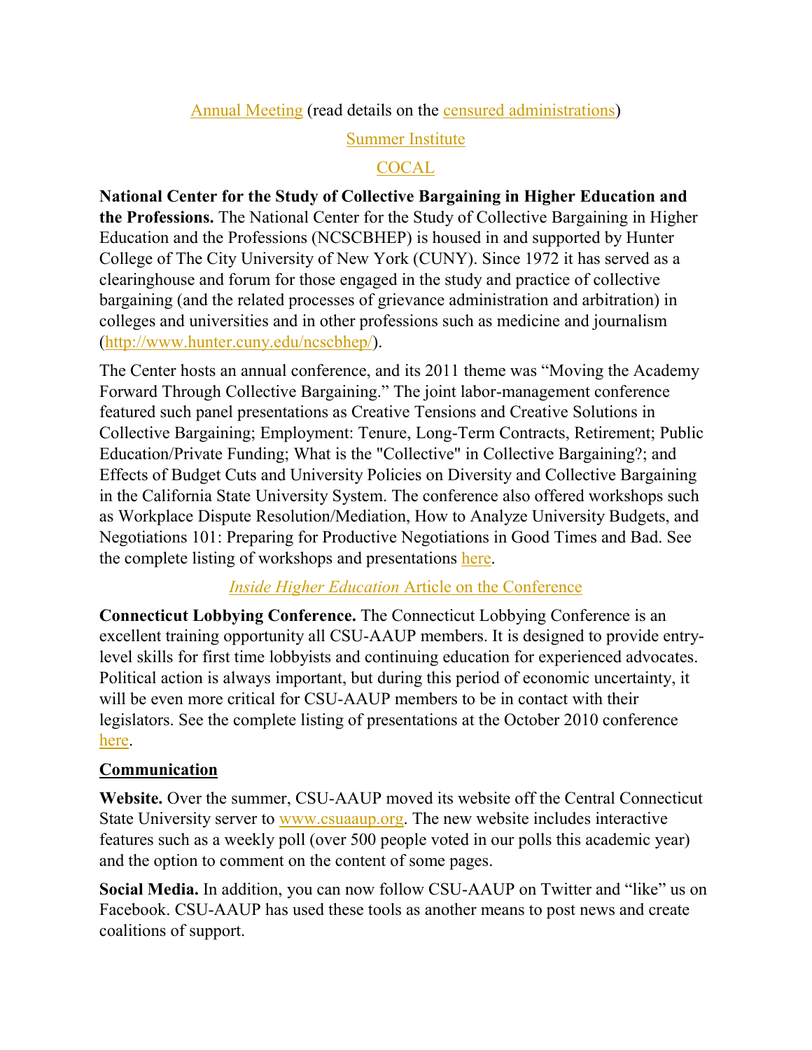Annual Meeting (read details on the censured administrations)

Summer Institute

COCAL

**National Center for the Study of Collective Bargaining in Higher Education and the Professions.** The National Center for the Study of Collective Bargaining in Higher Education and the Professions (NCSCBHEP) is housed in and supported by Hunter College of The City University of New York (CUNY). Since 1972 it has served as a clearinghouse and forum for those engaged in the study and practice of collective bargaining (and the related processes of grievance administration and arbitration) in colleges and universities and in other professions such as medicine and journalism (http://www.hunter.cuny.edu/ncscbhep/).

The Center hosts an annual conference, and its 2011 theme was "Moving the Academy Forward Through Collective Bargaining." The joint labor-management conference featured such panel presentations as Creative Tensions and Creative Solutions in Collective Bargaining; Employment: Tenure, Long-Term Contracts, Retirement; Public Education/Private Funding; What is the "Collective" in Collective Bargaining?; and Effects of Budget Cuts and University Policies on Diversity and Collective Bargaining in the California State University System. The conference also offered workshops such as Workplace Dispute Resolution/Mediation, How to Analyze University Budgets, and Negotiations 101: Preparing for Productive Negotiations in Good Times and Bad. See the complete listing of workshops and presentations here.

*Inside Higher Education* Article on the Conference

**Connecticut Lobbying Conference.** The Connecticut Lobbying Conference is an excellent training opportunity all CSU-AAUP members. It is designed to provide entry-level skills for first time lobbyists and continuing education for experienced advocates. Political action is always important, but during this period of economic uncertainty, it will be even more critical for CSU-AAUP members to be in contact with their legislators. See the complete listing of presentations at the October 2010 conference here.

**Communication**

**Website.** Over the summer, CSU-AAUP moved its website off the Central Connecticut State University server to www.csuaaup.org. The new website includes interactive features such as a weekly poll (over 500 people voted in our polls this academic year) and the option to comment on the content of some pages.

**Social Media.** In addition, you can now follow CSU-AAUP on Twitter and "like" us on Facebook. CSU-AAUP has used these tools as another means to post news and create coalitions of support.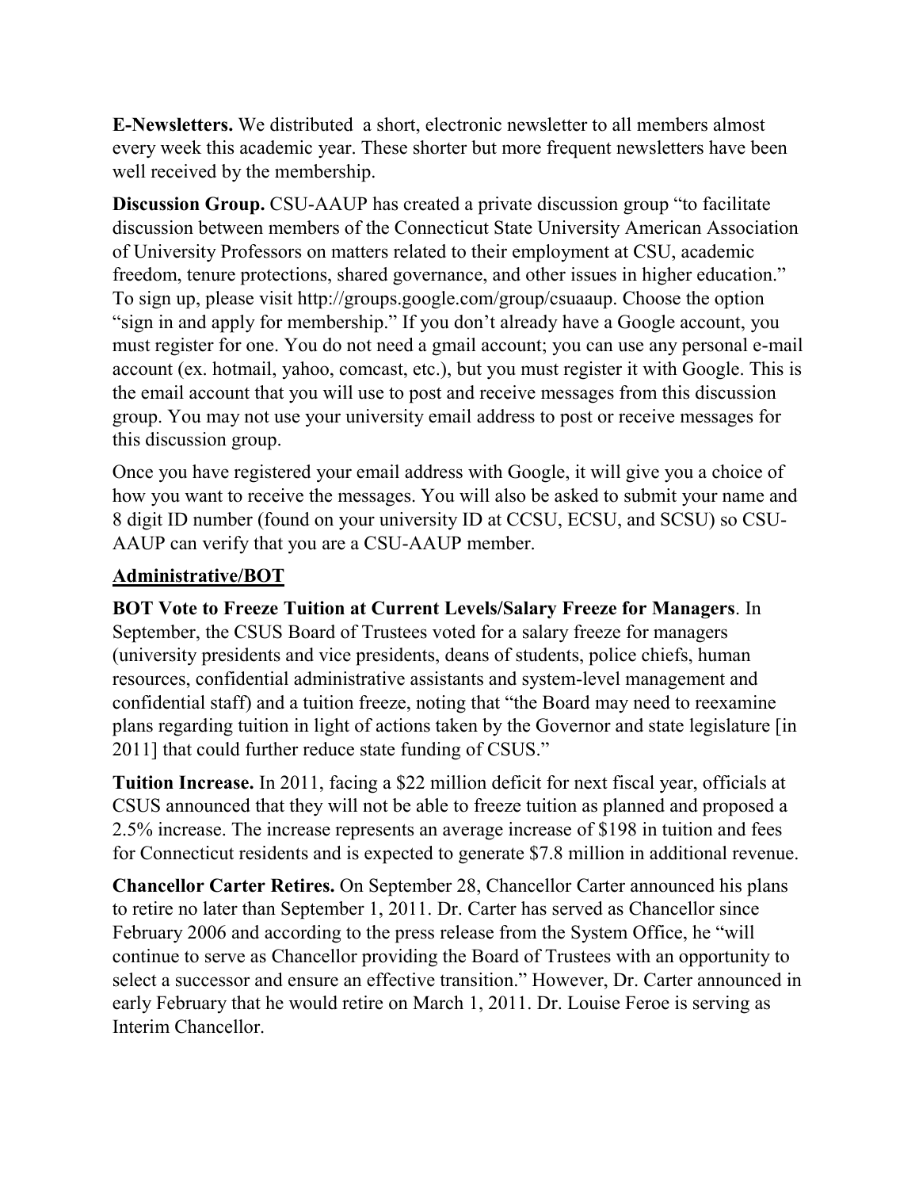**E-Newsletters.** We distributed a short, electronic newsletter to all members almost every week this academic year. These shorter but more frequent newsletters have been well received by the membership.

**Discussion Group.** CSU-AAUP has created a private discussion group "to facilitate discussion between members of the Connecticut State University American Association of University Professors on matters related to their employment at CSU, academic freedom, tenure protections, shared governance, and other issues in higher education." To sign up, please visit http://groups.google.com/group/csuaaup. Choose the option "sign in and apply for membership." If you don't already have a Google account, you must register for one. You do not need a gmail account; you can use any personal e-mail account (ex. hotmail, yahoo, comcast, etc.), but you must register it with Google. This is the email account that you will use to post and receive messages from this discussion group. You may not use your university email address to post or receive messages for this discussion group.

Once you have registered your email address with Google, it will give you a choice of how you want to receive the messages. You will also be asked to submit your name and 8 digit ID number (found on your university ID at CCSU, ECSU, and SCSU) so CSU-AAUP can verify that you are a CSU-AAUP member.

**Administrative/BOT**

**BOT Vote to Freeze Tuition at Current Levels/Salary Freeze for Managers**. In September, the CSUS Board of Trustees voted for a salary freeze for managers (university presidents and vice presidents, deans of students, police chiefs, human resources, confidential administrative assistants and system-level management and confidential staff) and a tuition freeze, noting that "the Board may need to reexamine plans regarding tuition in light of actions taken by the Governor and state legislature [in 2011] that could further reduce state funding of CSUS."

**Tuition Increase.** In 2011, facing a $22 million deficit for next fiscal year, officials at CSUS announced that they will not be able to freeze tuition as planned and proposed a 2.5% increase. The increase represents an average increase of $198 in tuition and fees for Connecticut residents and is expected to generate $7.8 million in additional revenue.

**Chancellor Carter Retires.** On September 28, Chancellor Carter announced his plans to retire no later than September 1, 2011. Dr. Carter has served as Chancellor since February 2006 and according to the press release from the System Office, he "will continue to serve as Chancellor providing the Board of Trustees with an opportunity to select a successor and ensure an effective transition." However, Dr. Carter announced in early February that he would retire on March 1, 2011. Dr. Louise Feroe is serving as Interim Chancellor.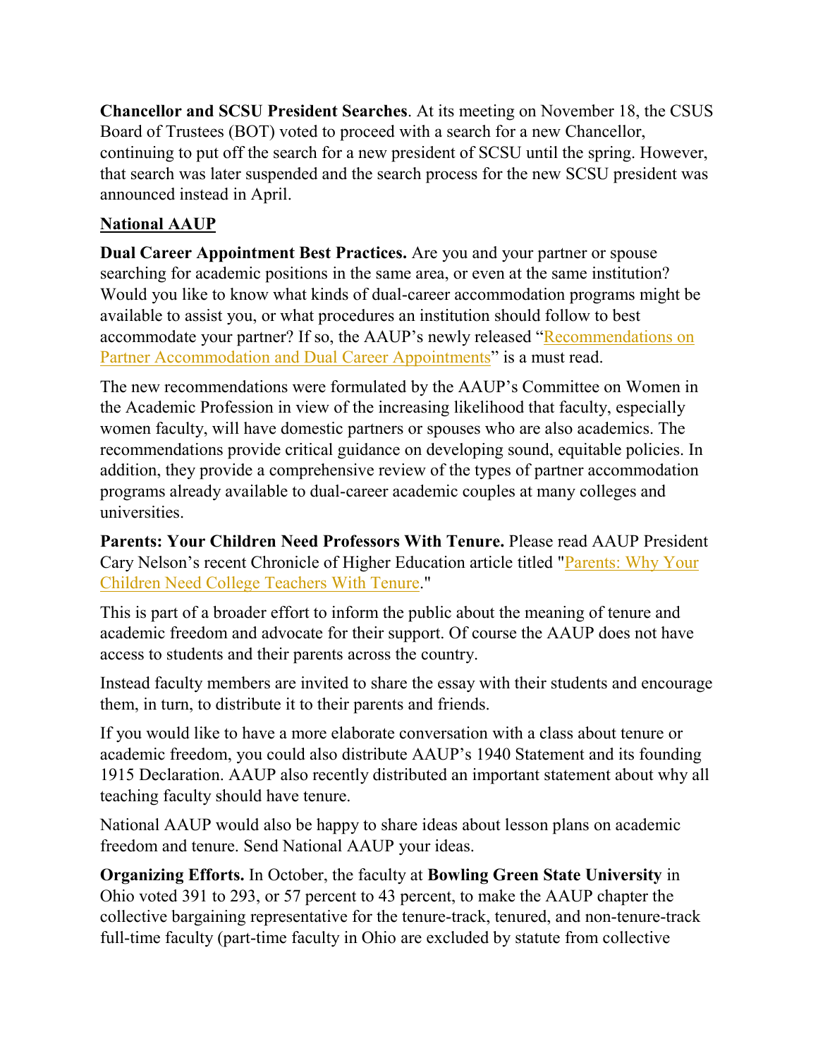**Chancellor and SCSU President Searches**. At its meeting on November 18, the CSUS Board of Trustees (BOT) voted to proceed with a search for a new Chancellor, continuing to put off the search for a new president of SCSU until the spring. However, that search was later suspended and the search process for the new SCSU president was announced instead in April.

## National AAUP

**Dual Career Appointment Best Practices.** Are you and your partner or spouse searching for academic positions in the same area, or even at the same institution? Would you like to know what kinds of dual-career accommodation programs might be available to assist you, or what procedures an institution should follow to best accommodate your partner? If so, the AAUP's newly released "Recommendations on Partner Accommodation and Dual Career Appointments" is a must read.

The new recommendations were formulated by the AAUP's Committee on Women in the Academic Profession in view of the increasing likelihood that faculty, especially women faculty, will have domestic partners or spouses who are also academics. The recommendations provide critical guidance on developing sound, equitable policies. In addition, they provide a comprehensive review of the types of partner accommodation programs already available to dual-career academic couples at many colleges and universities.

**Parents: Your Children Need Professors With Tenure.** Please read AAUP President Cary Nelson's recent Chronicle of Higher Education article titled "Parents: Why Your Children Need College Teachers With Tenure."

This is part of a broader effort to inform the public about the meaning of tenure and academic freedom and advocate for their support. Of course the AAUP does not have access to students and their parents across the country.

Instead faculty members are invited to share the essay with their students and encourage them, in turn, to distribute it to their parents and friends.

If you would like to have a more elaborate conversation with a class about tenure or academic freedom, you could also distribute AAUP's 1940 Statement and its founding 1915 Declaration. AAUP also recently distributed an important statement about why all teaching faculty should have tenure.

National AAUP would also be happy to share ideas about lesson plans on academic freedom and tenure. Send National AAUP your ideas.

**Organizing Efforts.** In October, the faculty at **Bowling Green State University** in Ohio voted 391 to 293, or 57 percent to 43 percent, to make the AAUP chapter the collective bargaining representative for the tenure-track, tenured, and non-tenure-track full-time faculty (part-time faculty in Ohio are excluded by statute from collective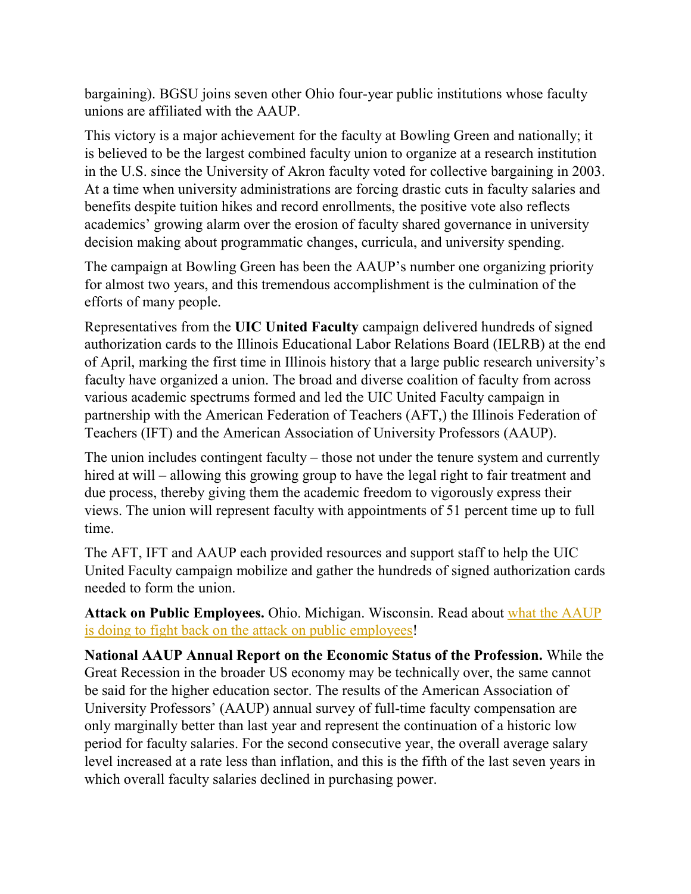bargaining). BGSU joins seven other Ohio four-year public institutions whose faculty unions are affiliated with the AAUP.

This victory is a major achievement for the faculty at Bowling Green and nationally; it is believed to be the largest combined faculty union to organize at a research institution in the U.S. since the University of Akron faculty voted for collective bargaining in 2003. At a time when university administrations are forcing drastic cuts in faculty salaries and benefits despite tuition hikes and record enrollments, the positive vote also reflects academics' growing alarm over the erosion of faculty shared governance in university decision making about programmatic changes, curricula, and university spending.

The campaign at Bowling Green has been the AAUP's number one organizing priority for almost two years, and this tremendous accomplishment is the culmination of the efforts of many people.

Representatives from the **UIC United Faculty** campaign delivered hundreds of signed authorization cards to the Illinois Educational Labor Relations Board (IELRB) at the end of April, marking the first time in Illinois history that a large public research university's faculty have organized a union. The broad and diverse coalition of faculty from across various academic spectrums formed and led the UIC United Faculty campaign in partnership with the American Federation of Teachers (AFT,) the Illinois Federation of Teachers (IFT) and the American Association of University Professors (AAUP).

The union includes contingent faculty – those not under the tenure system and currently hired at will – allowing this growing group to have the legal right to fair treatment and due process, thereby giving them the academic freedom to vigorously express their views. The union will represent faculty with appointments of 51 percent time up to full time.

The AFT, IFT and AAUP each provided resources and support staff to help the UIC United Faculty campaign mobilize and gather the hundreds of signed authorization cards needed to form the union.

**Attack on Public Employees.** Ohio. Michigan. Wisconsin. Read about what the AAUP is doing to fight back on the attack on public employees!

**National AAUP Annual Report on the Economic Status of the Profession.** While the Great Recession in the broader US economy may be technically over, the same cannot be said for the higher education sector. The results of the American Association of University Professors' (AAUP) annual survey of full-time faculty compensation are only marginally better than last year and represent the continuation of a historic low period for faculty salaries. For the second consecutive year, the overall average salary level increased at a rate less than inflation, and this is the fifth of the last seven years in which overall faculty salaries declined in purchasing power.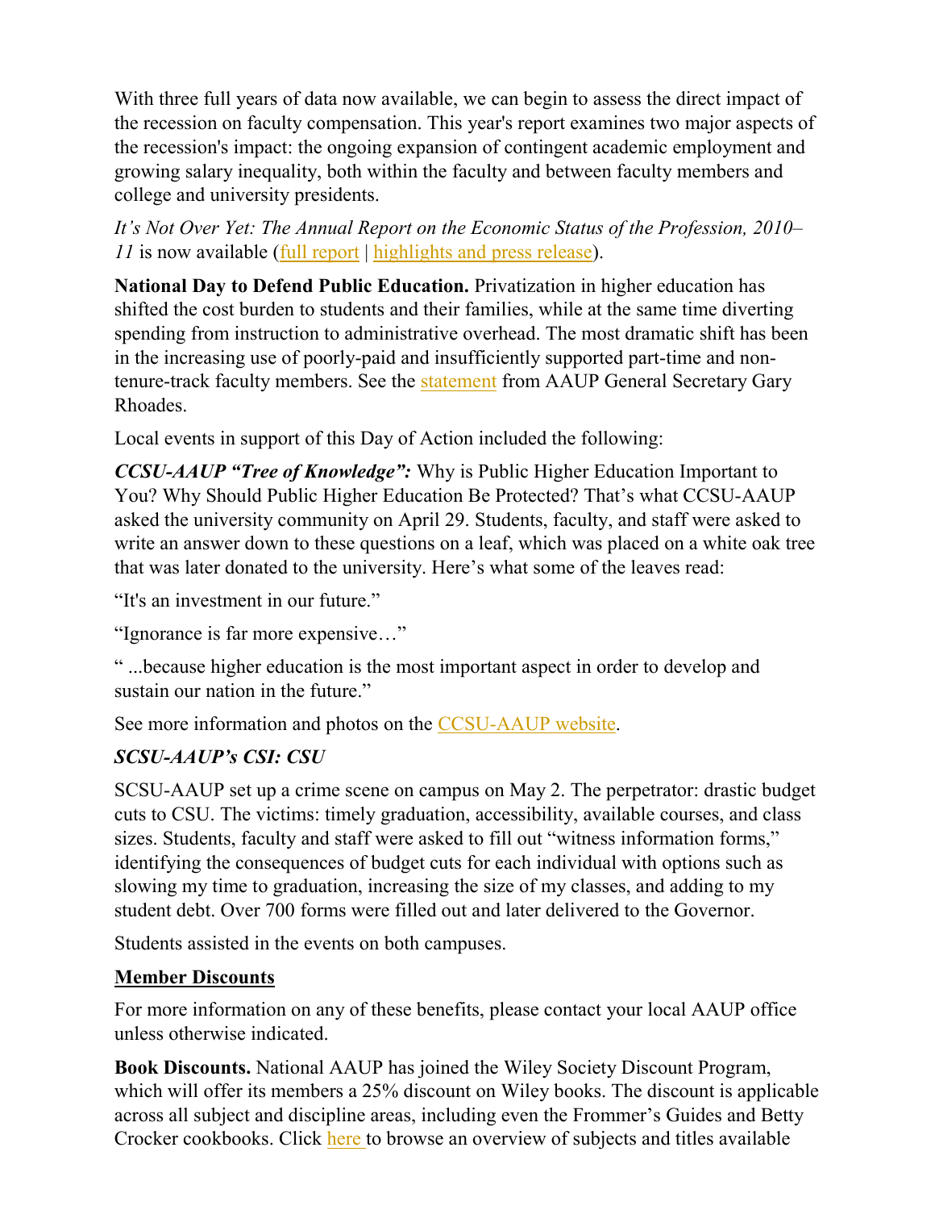With three full years of data now available, we can begin to assess the direct impact of the recession on faculty compensation. This year's report examines two major aspects of the recession's impact: the ongoing expansion of contingent academic employment and growing salary inequality, both within the faculty and between faculty members and college and university presidents.

*It's Not Over Yet: The Annual Report on the Economic Status of the Profession, 2010–11* is now available (full report | highlights and press release).

**National Day to Defend Public Education.** Privatization in higher education has shifted the cost burden to students and their families, while at the same time diverting spending from instruction to administrative overhead. The most dramatic shift has been in the increasing use of poorly-paid and insufficiently supported part-time and non-tenure-track faculty members. See the statement from AAUP General Secretary Gary Rhoades.

Local events in support of this Day of Action included the following:

***CCSU-AAUP "Tree of Knowledge":*** Why is Public Higher Education Important to You? Why Should Public Higher Education Be Protected? That's what CCSU-AAUP asked the university community on April 29. Students, faculty, and staff were asked to write an answer down to these questions on a leaf, which was placed on a white oak tree that was later donated to the university. Here's what some of the leaves read:

"It's an investment in our future."

"Ignorance is far more expensive…"

" ...because higher education is the most important aspect in order to develop and sustain our nation in the future."

See more information and photos on the CCSU-AAUP website.

### *SCSU-AAUP's CSI: CSU*

SCSU-AAUP set up a crime scene on campus on May 2. The perpetrator: drastic budget cuts to CSU. The victims: timely graduation, accessibility, available courses, and class sizes. Students, faculty and staff were asked to fill out "witness information forms," identifying the consequences of budget cuts for each individual with options such as slowing my time to graduation, increasing the size of my classes, and adding to my student debt. Over 700 forms were filled out and later delivered to the Governor.

Students assisted in the events on both campuses.

## Member Discounts

For more information on any of these benefits, please contact your local AAUP office unless otherwise indicated.

**Book Discounts.** National AAUP has joined the Wiley Society Discount Program, which will offer its members a 25% discount on Wiley books. The discount is applicable across all subject and discipline areas, including even the Frommer's Guides and Betty Crocker cookbooks. Click here to browse an overview of subjects and titles available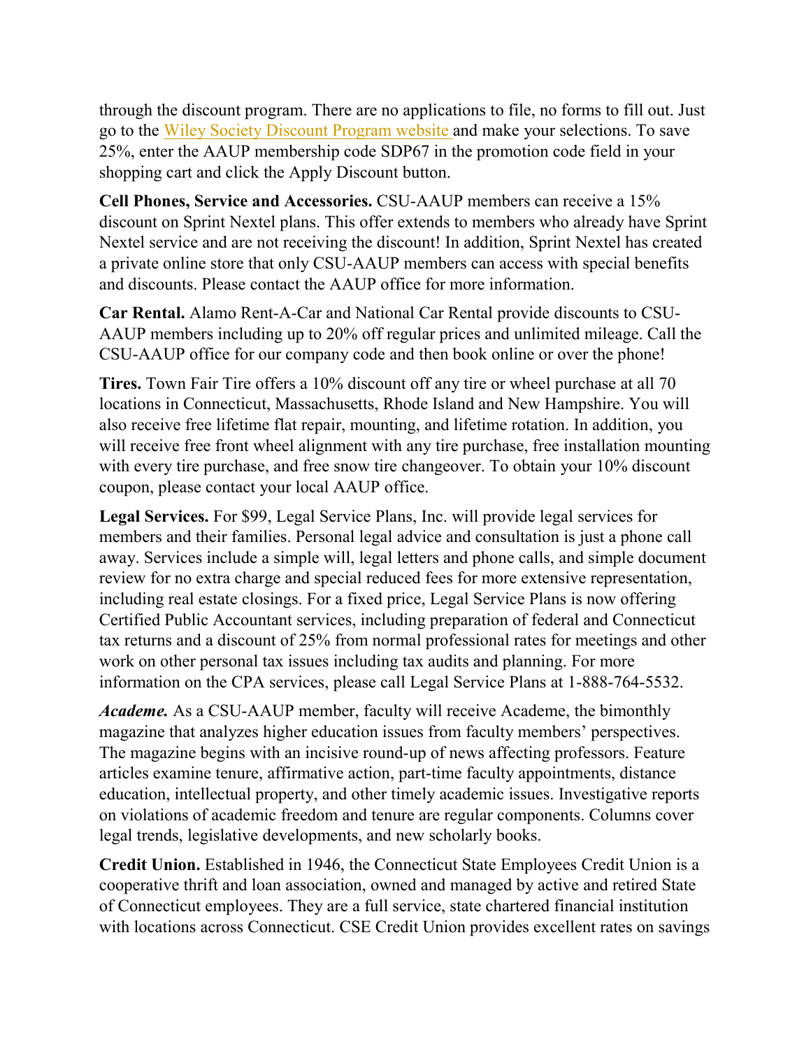through the discount program. There are no applications to file, no forms to fill out. Just go to the Wiley Society Discount Program website and make your selections. To save 25%, enter the AAUP membership code SDP67 in the promotion code field in your shopping cart and click the Apply Discount button.

**Cell Phones, Service and Accessories.** CSU-AAUP members can receive a 15% discount on Sprint Nextel plans. This offer extends to members who already have Sprint Nextel service and are not receiving the discount! In addition, Sprint Nextel has created a private online store that only CSU-AAUP members can access with special benefits and discounts. Please contact the AAUP office for more information.

**Car Rental.** Alamo Rent-A-Car and National Car Rental provide discounts to CSU-AAUP members including up to 20% off regular prices and unlimited mileage. Call the CSU-AAUP office for our company code and then book online or over the phone!

**Tires.** Town Fair Tire offers a 10% discount off any tire or wheel purchase at all 70 locations in Connecticut, Massachusetts, Rhode Island and New Hampshire. You will also receive free lifetime flat repair, mounting, and lifetime rotation. In addition, you will receive free front wheel alignment with any tire purchase, free installation mounting with every tire purchase, and free snow tire changeover. To obtain your 10% discount coupon, please contact your local AAUP office.

**Legal Services.** For $99, Legal Service Plans, Inc. will provide legal services for members and their families. Personal legal advice and consultation is just a phone call away. Services include a simple will, legal letters and phone calls, and simple document review for no extra charge and special reduced fees for more extensive representation, including real estate closings. For a fixed price, Legal Service Plans is now offering Certified Public Accountant services, including preparation of federal and Connecticut tax returns and a discount of 25% from normal professional rates for meetings and other work on other personal tax issues including tax audits and planning. For more information on the CPA services, please call Legal Service Plans at 1-888-764-5532.

***Academe.*** As a CSU-AAUP member, faculty will receive Academe, the bimonthly magazine that analyzes higher education issues from faculty members' perspectives. The magazine begins with an incisive round-up of news affecting professors. Feature articles examine tenure, affirmative action, part-time faculty appointments, distance education, intellectual property, and other timely academic issues. Investigative reports on violations of academic freedom and tenure are regular components. Columns cover legal trends, legislative developments, and new scholarly books.

**Credit Union.** Established in 1946, the Connecticut State Employees Credit Union is a cooperative thrift and loan association, owned and managed by active and retired State of Connecticut employees. They are a full service, state chartered financial institution with locations across Connecticut. CSE Credit Union provides excellent rates on savings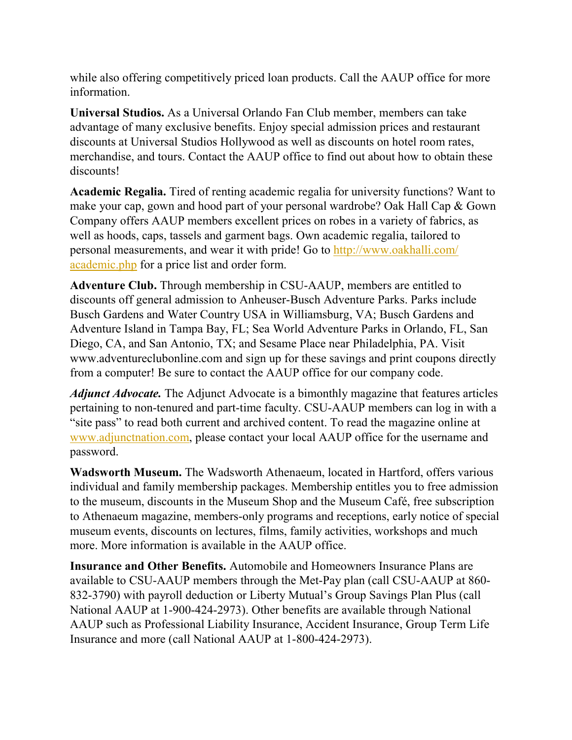while also offering competitively priced loan products. Call the AAUP office for more information.

**Universal Studios.** As a Universal Orlando Fan Club member, members can take advantage of many exclusive benefits. Enjoy special admission prices and restaurant discounts at Universal Studios Hollywood as well as discounts on hotel room rates, merchandise, and tours. Contact the AAUP office to find out about how to obtain these discounts!

**Academic Regalia.** Tired of renting academic regalia for university functions? Want to make your cap, gown and hood part of your personal wardrobe? Oak Hall Cap & Gown Company offers AAUP members excellent prices on robes in a variety of fabrics, as well as hoods, caps, tassels and garment bags. Own academic regalia, tailored to personal measurements, and wear it with pride! Go to [http://www.oakhalli.com/academic.php](http://www.oakhalli.com/academic.php) for a price list and order form.

**Adventure Club.** Through membership in CSU-AAUP, members are entitled to discounts off general admission to Anheuser-Busch Adventure Parks. Parks include Busch Gardens and Water Country USA in Williamsburg, VA; Busch Gardens and Adventure Island in Tampa Bay, FL; Sea World Adventure Parks in Orlando, FL, San Diego, CA, and San Antonio, TX; and Sesame Place near Philadelphia, PA. Visit www.adventureclubonline.com and sign up for these savings and print coupons directly from a computer! Be sure to contact the AAUP office for our company code.

***Adjunct Advocate.*** The Adjunct Advocate is a bimonthly magazine that features articles pertaining to non-tenured and part-time faculty. CSU-AAUP members can log in with a "site pass" to read both current and archived content. To read the magazine online at [www.adjunctnation.com](http://www.adjunctnation.com), please contact your local AAUP office for the username and password.

**Wadsworth Museum.** The Wadsworth Athenaeum, located in Hartford, offers various individual and family membership packages. Membership entitles you to free admission to the museum, discounts in the Museum Shop and the Museum Café, free subscription to Athenaeum magazine, members-only programs and receptions, early notice of special museum events, discounts on lectures, films, family activities, workshops and much more. More information is available in the AAUP office.

**Insurance and Other Benefits.** Automobile and Homeowners Insurance Plans are available to CSU-AAUP members through the Met-Pay plan (call CSU-AAUP at 860-832-3790) with payroll deduction or Liberty Mutual's Group Savings Plan Plus (call National AAUP at 1-900-424-2973). Other benefits are available through National AAUP such as Professional Liability Insurance, Accident Insurance, Group Term Life Insurance and more (call National AAUP at 1-800-424-2973).